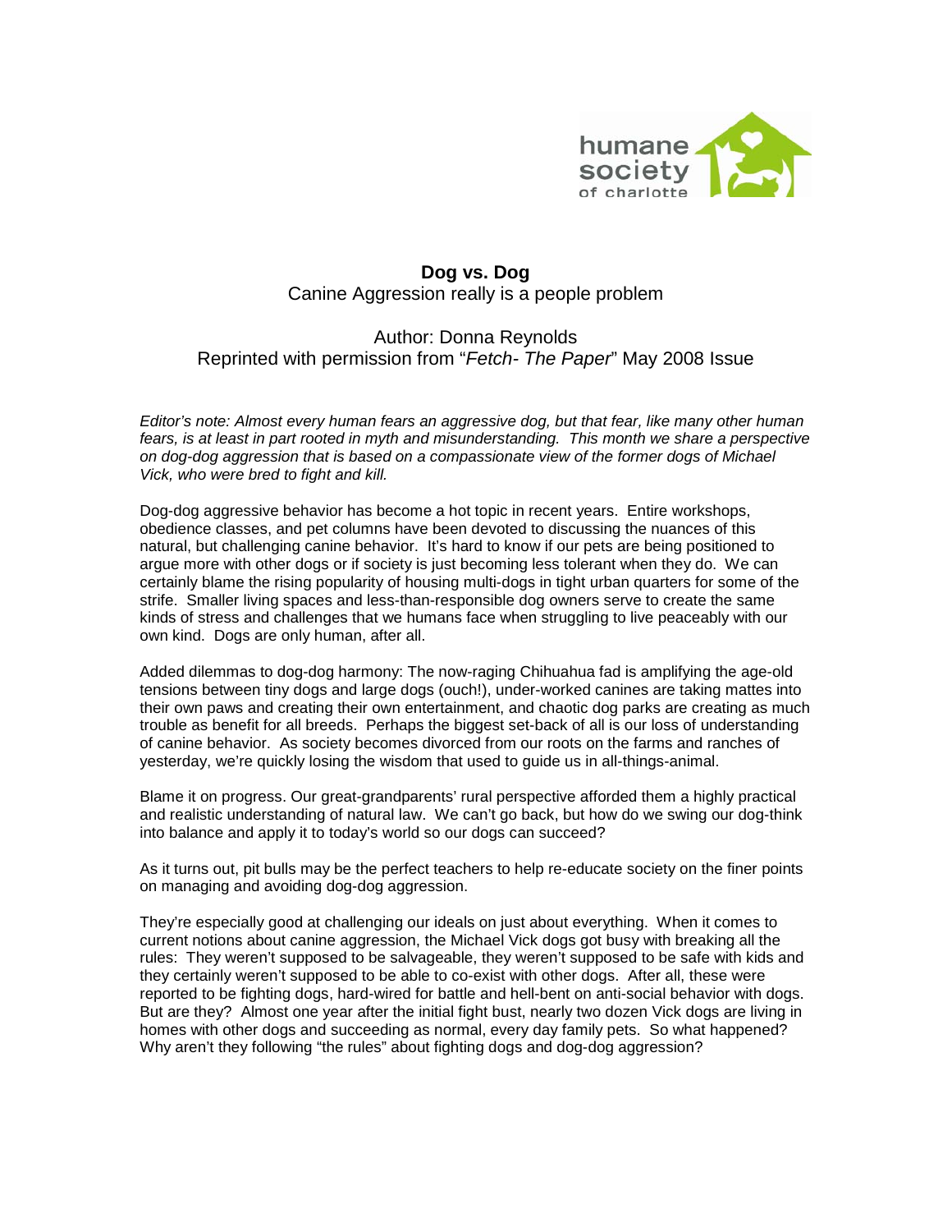humane society of charlotte

# Dog vs. Dog

Canine Aggression really is a people problem

Author: Donna Reynolds
Reprinted with permission from "*Fetch- The Paper*" May 2008 Issue

*Editor's note: Almost every human fears an aggressive dog, but that fear, like many other human fears, is at least in part rooted in myth and misunderstanding. This month we share a perspective on dog-dog aggression that is based on a compassionate view of the former dogs of Michael Vick, who were bred to fight and kill.*

Dog-dog aggressive behavior has become a hot topic in recent years. Entire workshops, obedience classes, and pet columns have been devoted to discussing the nuances of this natural, but challenging canine behavior. It's hard to know if our pets are being positioned to argue more with other dogs or if society is just becoming less tolerant when they do. We can certainly blame the rising popularity of housing multi-dogs in tight urban quarters for some of the strife. Smaller living spaces and less-than-responsible dog owners serve to create the same kinds of stress and challenges that we humans face when struggling to live peaceably with our own kind. Dogs are only human, after all.

Added dilemmas to dog-dog harmony: The now-raging Chihuahua fad is amplifying the age-old tensions between tiny dogs and large dogs (ouch!), under-worked canines are taking mattes into their own paws and creating their own entertainment, and chaotic dog parks are creating as much trouble as benefit for all breeds. Perhaps the biggest set-back of all is our loss of understanding of canine behavior. As society becomes divorced from our roots on the farms and ranches of yesterday, we're quickly losing the wisdom that used to guide us in all-things-animal.

Blame it on progress. Our great-grandparents' rural perspective afforded them a highly practical and realistic understanding of natural law. We can't go back, but how do we swing our dog-think into balance and apply it to today's world so our dogs can succeed?

As it turns out, pit bulls may be the perfect teachers to help re-educate society on the finer points on managing and avoiding dog-dog aggression.

They're especially good at challenging our ideals on just about everything. When it comes to current notions about canine aggression, the Michael Vick dogs got busy with breaking all the rules: They weren't supposed to be salvageable, they weren't supposed to be safe with kids and they certainly weren't supposed to be able to co-exist with other dogs. After all, these were reported to be fighting dogs, hard-wired for battle and hell-bent on anti-social behavior with dogs. But are they? Almost one year after the initial fight bust, nearly two dozen Vick dogs are living in homes with other dogs and succeeding as normal, every day family pets. So what happened? Why aren't they following "the rules" about fighting dogs and dog-dog aggression?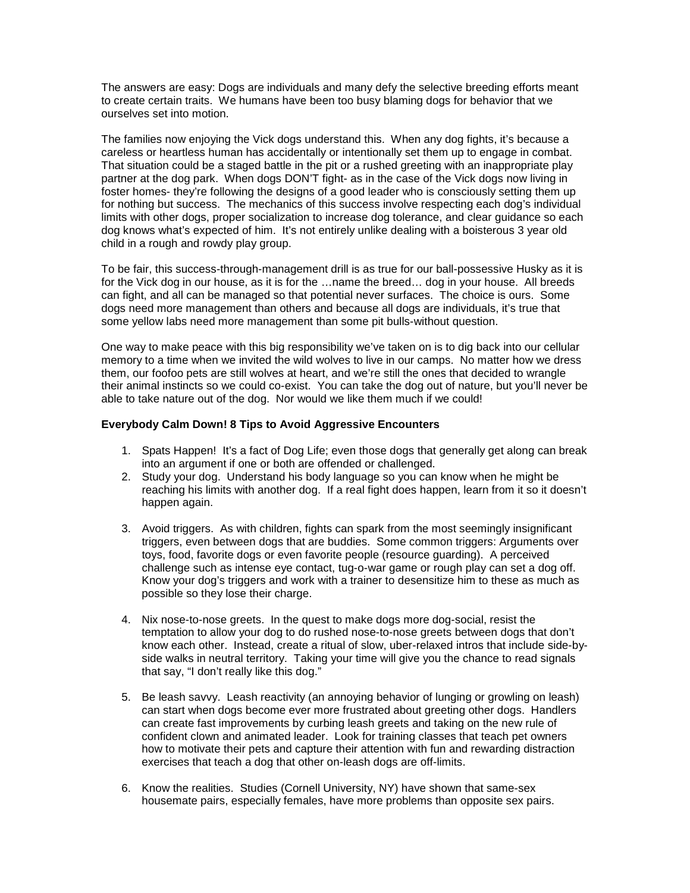The answers are easy: Dogs are individuals and many defy the selective breeding efforts meant to create certain traits. We humans have been too busy blaming dogs for behavior that we ourselves set into motion.

The families now enjoying the Vick dogs understand this. When any dog fights, it's because a careless or heartless human has accidentally or intentionally set them up to engage in combat. That situation could be a staged battle in the pit or a rushed greeting with an inappropriate play partner at the dog park. When dogs DON'T fight- as in the case of the Vick dogs now living in foster homes- they're following the designs of a good leader who is consciously setting them up for nothing but success. The mechanics of this success involve respecting each dog's individual limits with other dogs, proper socialization to increase dog tolerance, and clear guidance so each dog knows what's expected of him. It's not entirely unlike dealing with a boisterous 3 year old child in a rough and rowdy play group.

To be fair, this success-through-management drill is as true for our ball-possessive Husky as it is for the Vick dog in our house, as it is for the …name the breed… dog in your house. All breeds can fight, and all can be managed so that potential never surfaces. The choice is ours. Some dogs need more management than others and because all dogs are individuals, it's true that some yellow labs need more management than some pit bulls-without question.

One way to make peace with this big responsibility we've taken on is to dig back into our cellular memory to a time when we invited the wild wolves to live in our camps. No matter how we dress them, our foofoo pets are still wolves at heart, and we're still the ones that decided to wrangle their animal instincts so we could co-exist. You can take the dog out of nature, but you'll never be able to take nature out of the dog. Nor would we like them much if we could!

**Everybody Calm Down! 8 Tips to Avoid Aggressive Encounters**

1. Spats Happen! It's a fact of Dog Life; even those dogs that generally get along can break into an argument if one or both are offended or challenged.
2. Study your dog. Understand his body language so you can know when he might be reaching his limits with another dog. If a real fight does happen, learn from it so it doesn't happen again.
3. Avoid triggers. As with children, fights can spark from the most seemingly insignificant triggers, even between dogs that are buddies. Some common triggers: Arguments over toys, food, favorite dogs or even favorite people (resource guarding). A perceived challenge such as intense eye contact, tug-o-war game or rough play can set a dog off. Know your dog's triggers and work with a trainer to desensitize him to these as much as possible so they lose their charge.
4. Nix nose-to-nose greets. In the quest to make dogs more dog-social, resist the temptation to allow your dog to do rushed nose-to-nose greets between dogs that don't know each other. Instead, create a ritual of slow, uber-relaxed intros that include side-by-side walks in neutral territory. Taking your time will give you the chance to read signals that say, "I don't really like this dog."
5. Be leash savvy. Leash reactivity (an annoying behavior of lunging or growling on leash) can start when dogs become ever more frustrated about greeting other dogs. Handlers can create fast improvements by curbing leash greets and taking on the new rule of confident clown and animated leader. Look for training classes that teach pet owners how to motivate their pets and capture their attention with fun and rewarding distraction exercises that teach a dog that other on-leash dogs are off-limits.
6. Know the realities. Studies (Cornell University, NY) have shown that same-sex housemate pairs, especially females, have more problems than opposite sex pairs.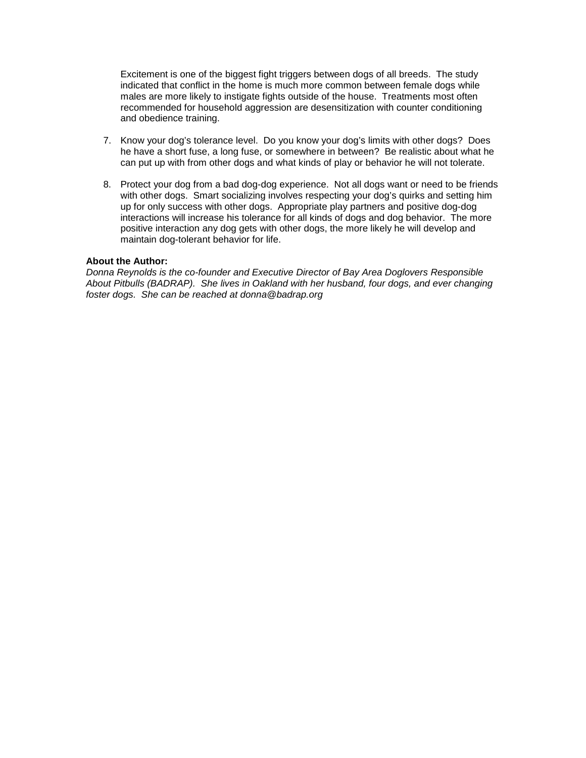Excitement is one of the biggest fight triggers between dogs of all breeds. The study indicated that conflict in the home is much more common between female dogs while males are more likely to instigate fights outside of the house. Treatments most often recommended for household aggression are desensitization with counter conditioning and obedience training.

7. Know your dog's tolerance level. Do you know your dog's limits with other dogs? Does he have a short fuse, a long fuse, or somewhere in between? Be realistic about what he can put up with from other dogs and what kinds of play or behavior he will not tolerate.

8. Protect your dog from a bad dog-dog experience. Not all dogs want or need to be friends with other dogs. Smart socializing involves respecting your dog's quirks and setting him up for only success with other dogs. Appropriate play partners and positive dog-dog interactions will increase his tolerance for all kinds of dogs and dog behavior. The more positive interaction any dog gets with other dogs, the more likely he will develop and maintain dog-tolerant behavior for life.

**About the Author:**

*Donna Reynolds is the co-founder and Executive Director of Bay Area Doglovers Responsible About Pitbulls (BADRAP). She lives in Oakland with her husband, four dogs, and ever changing foster dogs. She can be reached at donna@badrap.org*